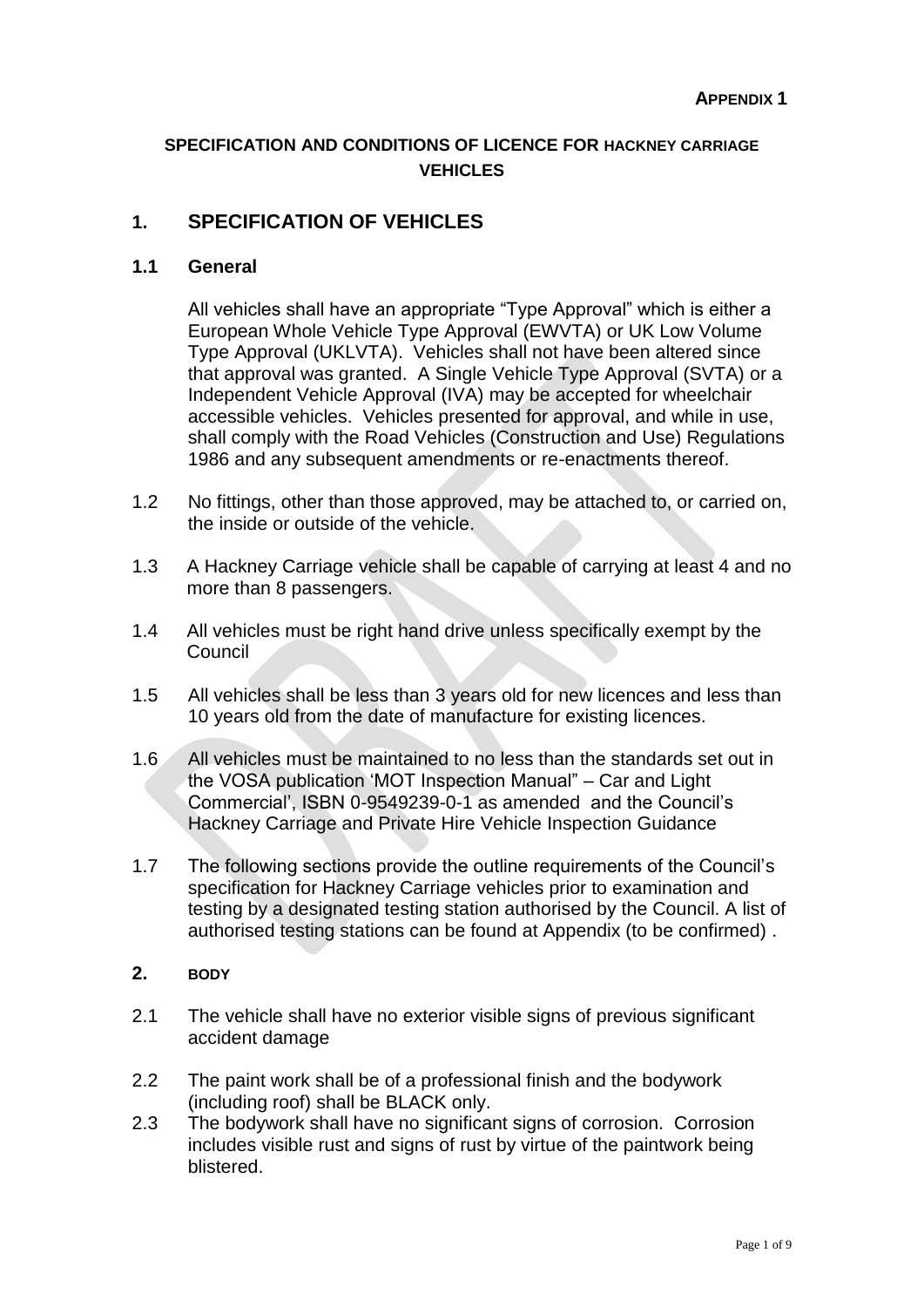**APPENDIX 1**

## SPECIFICATION AND CONDITIONS OF LICENCE FOR HACKNEY CARRIAGE VEHICLES

## 1. SPECIFICATION OF VEHICLES

### 1.1 General

All vehicles shall have an appropriate "Type Approval" which is either a European Whole Vehicle Type Approval (EWVTA) or UK Low Volume Type Approval (UKLVTA). Vehicles shall not have been altered since that approval was granted. A Single Vehicle Type Approval (SVTA) or a Independent Vehicle Approval (IVA) may be accepted for wheelchair accessible vehicles. Vehicles presented for approval, and while in use, shall comply with the Road Vehicles (Construction and Use) Regulations 1986 and any subsequent amendments or re-enactments thereof.

1.2 No fittings, other than those approved, may be attached to, or carried on, the inside or outside of the vehicle.

1.3 A Hackney Carriage vehicle shall be capable of carrying at least 4 and no more than 8 passengers.

1.4 All vehicles must be right hand drive unless specifically exempt by the Council

1.5 All vehicles shall be less than 3 years old for new licences and less than 10 years old from the date of manufacture for existing licences.

1.6 All vehicles must be maintained to no less than the standards set out in the VOSA publication 'MOT Inspection Manual" – Car and Light Commercial', ISBN 0-9549239-0-1 as amended and the Council's Hackney Carriage and Private Hire Vehicle Inspection Guidance

1.7 The following sections provide the outline requirements of the Council's specification for Hackney Carriage vehicles prior to examination and testing by a designated testing station authorised by the Council. A list of authorised testing stations can be found at Appendix (to be confirmed) .

## 2. BODY

2.1 The vehicle shall have no exterior visible signs of previous significant accident damage

2.2 The paint work shall be of a professional finish and the bodywork (including roof) shall be BLACK only.

2.3 The bodywork shall have no significant signs of corrosion. Corrosion includes visible rust and signs of rust by virtue of the paintwork being blistered.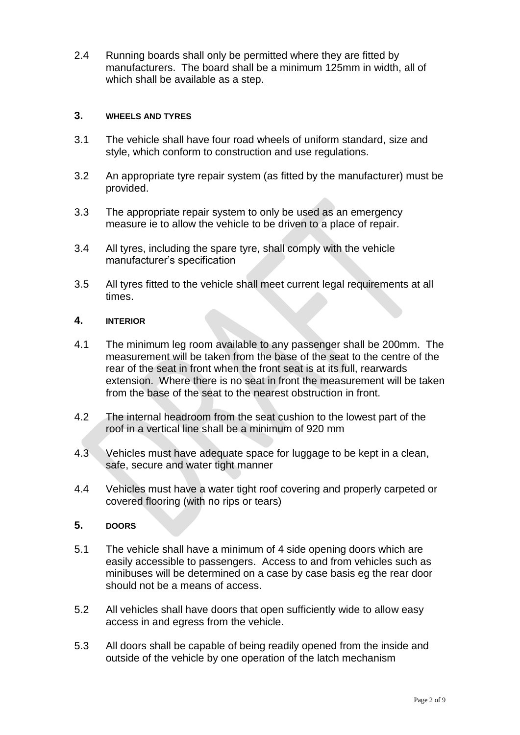2.4 Running boards shall only be permitted where they are fitted by manufacturers. The board shall be a minimum 125mm in width, all of which shall be available as a step.

## 3. WHEELS AND TYRES

3.1 The vehicle shall have four road wheels of uniform standard, size and style, which conform to construction and use regulations.

3.2 An appropriate tyre repair system (as fitted by the manufacturer) must be provided.

3.3 The appropriate repair system to only be used as an emergency measure ie to allow the vehicle to be driven to a place of repair.

3.4 All tyres, including the spare tyre, shall comply with the vehicle manufacturer's specification

3.5 All tyres fitted to the vehicle shall meet current legal requirements at all times.

## 4. INTERIOR

4.1 The minimum leg room available to any passenger shall be 200mm. The measurement will be taken from the base of the seat to the centre of the rear of the seat in front when the front seat is at its full, rearwards extension. Where there is no seat in front the measurement will be taken from the base of the seat to the nearest obstruction in front.

4.2 The internal headroom from the seat cushion to the lowest part of the roof in a vertical line shall be a minimum of 920 mm

4.3 Vehicles must have adequate space for luggage to be kept in a clean, safe, secure and water tight manner

4.4 Vehicles must have a water tight roof covering and properly carpeted or covered flooring (with no rips or tears)

## 5. DOORS

5.1 The vehicle shall have a minimum of 4 side opening doors which are easily accessible to passengers. Access to and from vehicles such as minibuses will be determined on a case by case basis eg the rear door should not be a means of access.

5.2 All vehicles shall have doors that open sufficiently wide to allow easy access in and egress from the vehicle.

5.3 All doors shall be capable of being readily opened from the inside and outside of the vehicle by one operation of the latch mechanism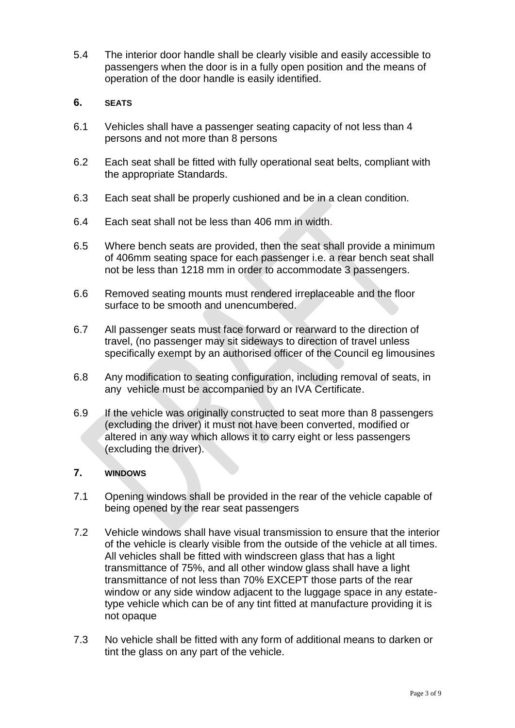5.4 The interior door handle shall be clearly visible and easily accessible to passengers when the door is in a fully open position and the means of operation of the door handle is easily identified.

## 6. SEATS

6.1 Vehicles shall have a passenger seating capacity of not less than 4 persons and not more than 8 persons

6.2 Each seat shall be fitted with fully operational seat belts, compliant with the appropriate Standards.

6.3 Each seat shall be properly cushioned and be in a clean condition.

6.4 Each seat shall not be less than 406 mm in width.

6.5 Where bench seats are provided, then the seat shall provide a minimum of 406mm seating space for each passenger i.e. a rear bench seat shall not be less than 1218 mm in order to accommodate 3 passengers.

6.6 Removed seating mounts must rendered irreplaceable and the floor surface to be smooth and unencumbered.

6.7 All passenger seats must face forward or rearward to the direction of travel, (no passenger may sit sideways to direction of travel unless specifically exempt by an authorised officer of the Council eg limousines

6.8 Any modification to seating configuration, including removal of seats, in any vehicle must be accompanied by an IVA Certificate.

6.9 If the vehicle was originally constructed to seat more than 8 passengers (excluding the driver) it must not have been converted, modified or altered in any way which allows it to carry eight or less passengers (excluding the driver).

## 7. WINDOWS

7.1 Opening windows shall be provided in the rear of the vehicle capable of being opened by the rear seat passengers

7.2 Vehicle windows shall have visual transmission to ensure that the interior of the vehicle is clearly visible from the outside of the vehicle at all times. All vehicles shall be fitted with windscreen glass that has a light transmittance of 75%, and all other window glass shall have a light transmittance of not less than 70% EXCEPT those parts of the rear window or any side window adjacent to the luggage space in any estate-type vehicle which can be of any tint fitted at manufacture providing it is not opaque

7.3 No vehicle shall be fitted with any form of additional means to darken or tint the glass on any part of the vehicle.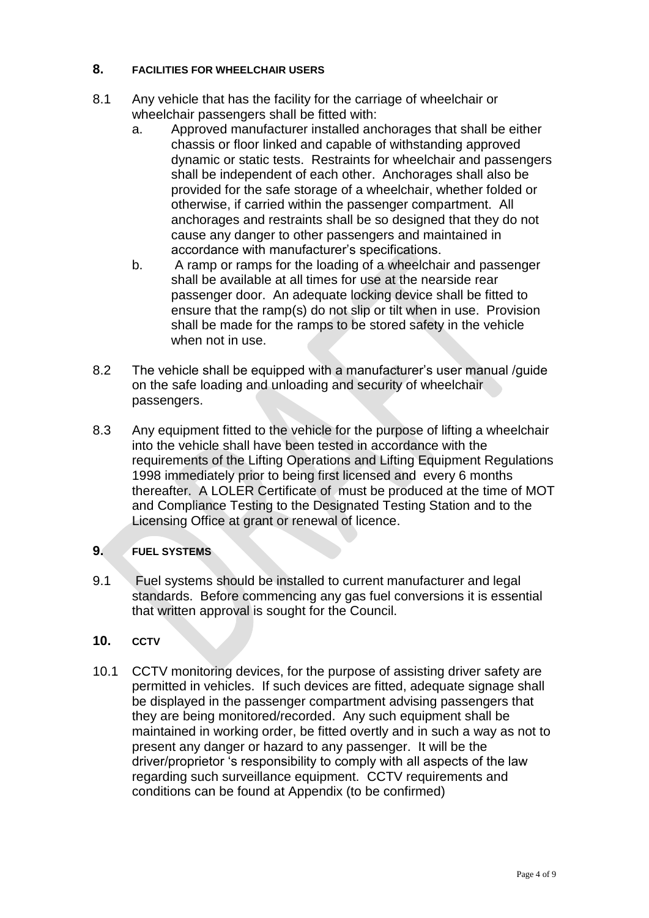## 8. FACILITIES FOR WHEELCHAIR USERS

8.1 Any vehicle that has the facility for the carriage of wheelchair or wheelchair passengers shall be fitted with:

a. Approved manufacturer installed anchorages that shall be either chassis or floor linked and capable of withstanding approved dynamic or static tests. Restraints for wheelchair and passengers shall be independent of each other. Anchorages shall also be provided for the safe storage of a wheelchair, whether folded or otherwise, if carried within the passenger compartment. All anchorages and restraints shall be so designed that they do not cause any danger to other passengers and maintained in accordance with manufacturer's specifications.

b. A ramp or ramps for the loading of a wheelchair and passenger shall be available at all times for use at the nearside rear passenger door. An adequate locking device shall be fitted to ensure that the ramp(s) do not slip or tilt when in use. Provision shall be made for the ramps to be stored safety in the vehicle when not in use.

8.2 The vehicle shall be equipped with a manufacturer's user manual /guide on the safe loading and unloading and security of wheelchair passengers.

8.3 Any equipment fitted to the vehicle for the purpose of lifting a wheelchair into the vehicle shall have been tested in accordance with the requirements of the Lifting Operations and Lifting Equipment Regulations 1998 immediately prior to being first licensed and every 6 months thereafter. A LOLER Certificate of must be produced at the time of MOT and Compliance Testing to the Designated Testing Station and to the Licensing Office at grant or renewal of licence.

## 9. FUEL SYSTEMS

9.1 Fuel systems should be installed to current manufacturer and legal standards. Before commencing any gas fuel conversions it is essential that written approval is sought for the Council.

## 10. CCTV

10.1 CCTV monitoring devices, for the purpose of assisting driver safety are permitted in vehicles. If such devices are fitted, adequate signage shall be displayed in the passenger compartment advising passengers that they are being monitored/recorded. Any such equipment shall be maintained in working order, be fitted overtly and in such a way as not to present any danger or hazard to any passenger. It will be the driver/proprietor 's responsibility to comply with all aspects of the law regarding such surveillance equipment. CCTV requirements and conditions can be found at Appendix (to be confirmed)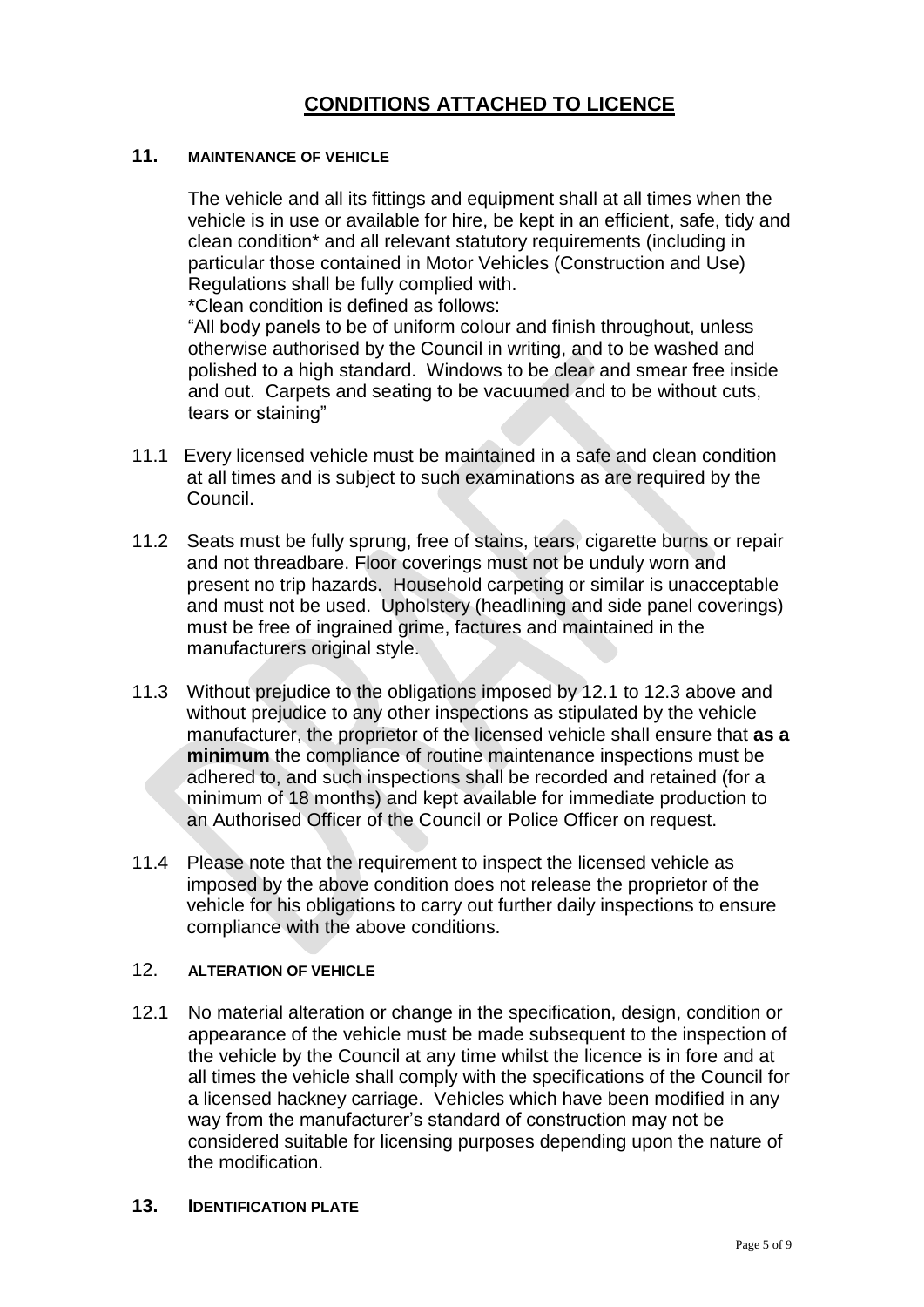# CONDITIONS ATTACHED TO LICENCE

## 11. MAINTENANCE OF VEHICLE

The vehicle and all its fittings and equipment shall at all times when the vehicle is in use or available for hire, be kept in an efficient, safe, tidy and clean condition* and all relevant statutory requirements (including in particular those contained in Motor Vehicles (Construction and Use) Regulations shall be fully complied with.

*Clean condition is defined as follows:

"All body panels to be of uniform colour and finish throughout, unless otherwise authorised by the Council in writing, and to be washed and polished to a high standard. Windows to be clear and smear free inside and out. Carpets and seating to be vacuumed and to be without cuts, tears or staining"

11.1 Every licensed vehicle must be maintained in a safe and clean condition at all times and is subject to such examinations as are required by the Council.

11.2 Seats must be fully sprung, free of stains, tears, cigarette burns or repair and not threadbare. Floor coverings must not be unduly worn and present no trip hazards. Household carpeting or similar is unacceptable and must not be used. Upholstery (headlining and side panel coverings) must be free of ingrained grime, factures and maintained in the manufacturers original style.

11.3 Without prejudice to the obligations imposed by 12.1 to 12.3 above and without prejudice to any other inspections as stipulated by the vehicle manufacturer, the proprietor of the licensed vehicle shall ensure that **as a minimum** the compliance of routine maintenance inspections must be adhered to, and such inspections shall be recorded and retained (for a minimum of 18 months) and kept available for immediate production to an Authorised Officer of the Council or Police Officer on request.

11.4 Please note that the requirement to inspect the licensed vehicle as imposed by the above condition does not release the proprietor of the vehicle for his obligations to carry out further daily inspections to ensure compliance with the above conditions.

## 12. ALTERATION OF VEHICLE

12.1 No material alteration or change in the specification, design, condition or appearance of the vehicle must be made subsequent to the inspection of the vehicle by the Council at any time whilst the licence is in fore and at all times the vehicle shall comply with the specifications of the Council for a licensed hackney carriage. Vehicles which have been modified in any way from the manufacturer's standard of construction may not be considered suitable for licensing purposes depending upon the nature of the modification.

## 13. IDENTIFICATION PLATE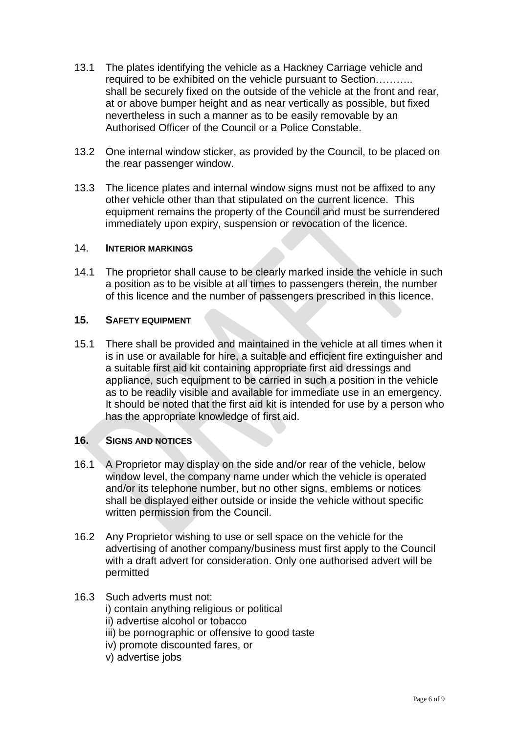13.1 The plates identifying the vehicle as a Hackney Carriage vehicle and required to be exhibited on the vehicle pursuant to Section……….. shall be securely fixed on the outside of the vehicle at the front and rear, at or above bumper height and as near vertically as possible, but fixed nevertheless in such a manner as to be easily removable by an Authorised Officer of the Council or a Police Constable.

13.2 One internal window sticker, as provided by the Council, to be placed on the rear passenger window.

13.3 The licence plates and internal window signs must not be affixed to any other vehicle other than that stipulated on the current licence. This equipment remains the property of the Council and must be surrendered immediately upon expiry, suspension or revocation of the licence.

## 14. INTERIOR MARKINGS

14.1 The proprietor shall cause to be clearly marked inside the vehicle in such a position as to be visible at all times to passengers therein, the number of this licence and the number of passengers prescribed in this licence.

## 15. SAFETY EQUIPMENT

15.1 There shall be provided and maintained in the vehicle at all times when it is in use or available for hire, a suitable and efficient fire extinguisher and a suitable first aid kit containing appropriate first aid dressings and appliance, such equipment to be carried in such a position in the vehicle as to be readily visible and available for immediate use in an emergency. It should be noted that the first aid kit is intended for use by a person who has the appropriate knowledge of first aid.

## 16. SIGNS AND NOTICES

16.1 A Proprietor may display on the side and/or rear of the vehicle, below window level, the company name under which the vehicle is operated and/or its telephone number, but no other signs, emblems or notices shall be displayed either outside or inside the vehicle without specific written permission from the Council.

16.2 Any Proprietor wishing to use or sell space on the vehicle for the advertising of another company/business must first apply to the Council with a draft advert for consideration. Only one authorised advert will be permitted

16.3 Such adverts must not:
i) contain anything religious or political
ii) advertise alcohol or tobacco
iii) be pornographic or offensive to good taste
iv) promote discounted fares, or
v) advertise jobs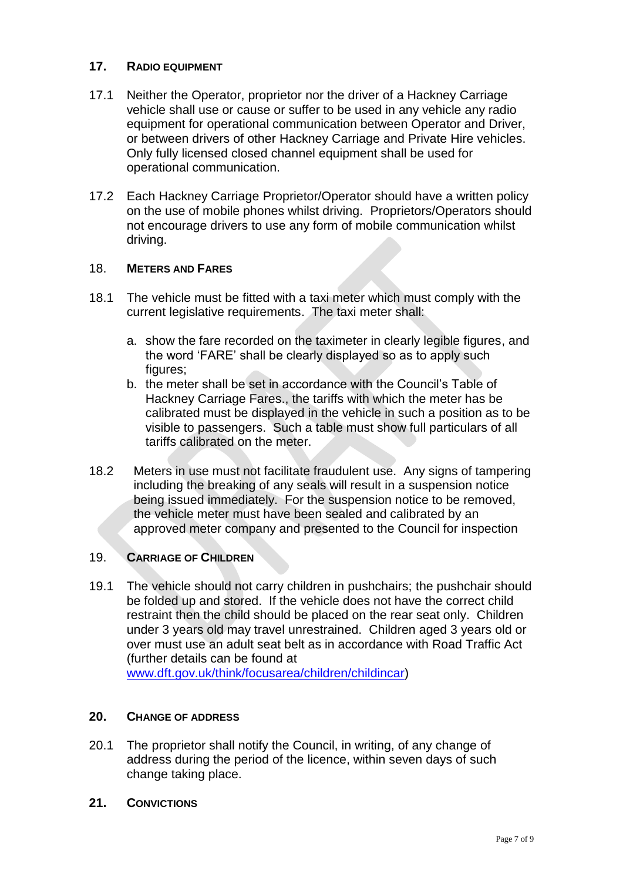## 17. Radio Equipment

17.1 Neither the Operator, proprietor nor the driver of a Hackney Carriage vehicle shall use or cause or suffer to be used in any vehicle any radio equipment for operational communication between Operator and Driver, or between drivers of other Hackney Carriage and Private Hire vehicles. Only fully licensed closed channel equipment shall be used for operational communication.

17.2 Each Hackney Carriage Proprietor/Operator should have a written policy on the use of mobile phones whilst driving. Proprietors/Operators should not encourage drivers to use any form of mobile communication whilst driving.

## 18. Meters and Fares

18.1 The vehicle must be fitted with a taxi meter which must comply with the current legislative requirements. The taxi meter shall:

a. show the fare recorded on the taximeter in clearly legible figures, and the word 'FARE' shall be clearly displayed so as to apply such figures;
b. the meter shall be set in accordance with the Council's Table of Hackney Carriage Fares., the tariffs with which the meter has be calibrated must be displayed in the vehicle in such a position as to be visible to passengers. Such a table must show full particulars of all tariffs calibrated on the meter.

18.2 Meters in use must not facilitate fraudulent use. Any signs of tampering including the breaking of any seals will result in a suspension notice being issued immediately. For the suspension notice to be removed, the vehicle meter must have been sealed and calibrated by an approved meter company and presented to the Council for inspection

## 19. Carriage of Children

19.1 The vehicle should not carry children in pushchairs; the pushchair should be folded up and stored. If the vehicle does not have the correct child restraint then the child should be placed on the rear seat only. Children under 3 years old may travel unrestrained. Children aged 3 years old or over must use an adult seat belt as in accordance with Road Traffic Act (further details can be found at www.dft.gov.uk/think/focusarea/children/childincar)

## 20. Change of Address

20.1 The proprietor shall notify the Council, in writing, of any change of address during the period of the licence, within seven days of such change taking place.

## 21. Convictions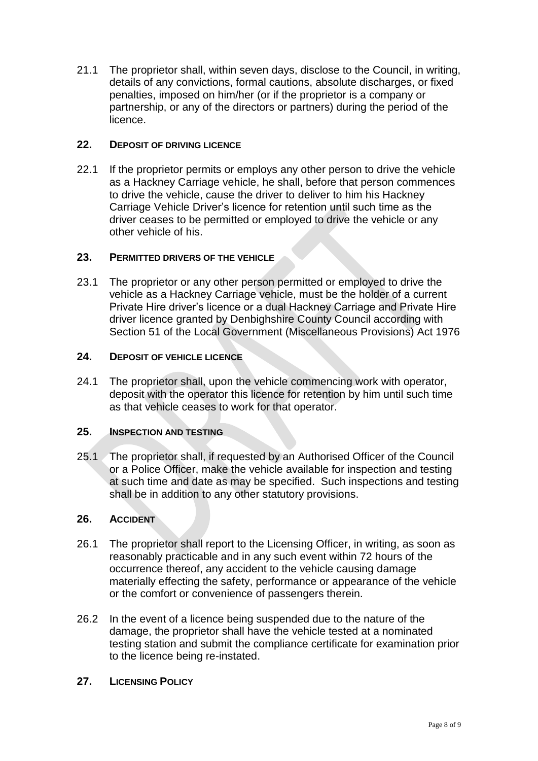21.1 The proprietor shall, within seven days, disclose to the Council, in writing, details of any convictions, formal cautions, absolute discharges, or fixed penalties, imposed on him/her (or if the proprietor is a company or partnership, or any of the directors or partners) during the period of the licence.

## 22. DEPOSIT OF DRIVING LICENCE

22.1 If the proprietor permits or employs any other person to drive the vehicle as a Hackney Carriage vehicle, he shall, before that person commences to drive the vehicle, cause the driver to deliver to him his Hackney Carriage Vehicle Driver's licence for retention until such time as the driver ceases to be permitted or employed to drive the vehicle or any other vehicle of his.

## 23. PERMITTED DRIVERS OF THE VEHICLE

23.1 The proprietor or any other person permitted or employed to drive the vehicle as a Hackney Carriage vehicle, must be the holder of a current Private Hire driver's licence or a dual Hackney Carriage and Private Hire driver licence granted by Denbighshire County Council according with Section 51 of the Local Government (Miscellaneous Provisions) Act 1976

## 24. DEPOSIT OF VEHICLE LICENCE

24.1 The proprietor shall, upon the vehicle commencing work with operator, deposit with the operator this licence for retention by him until such time as that vehicle ceases to work for that operator.

## 25. INSPECTION AND TESTING

25.1 The proprietor shall, if requested by an Authorised Officer of the Council or a Police Officer, make the vehicle available for inspection and testing at such time and date as may be specified. Such inspections and testing shall be in addition to any other statutory provisions.

## 26. ACCIDENT

26.1 The proprietor shall report to the Licensing Officer, in writing, as soon as reasonably practicable and in any such event within 72 hours of the occurrence thereof, any accident to the vehicle causing damage materially effecting the safety, performance or appearance of the vehicle or the comfort or convenience of passengers therein.

26.2 In the event of a licence being suspended due to the nature of the damage, the proprietor shall have the vehicle tested at a nominated testing station and submit the compliance certificate for examination prior to the licence being re-instated.

## 27. LICENSING POLICY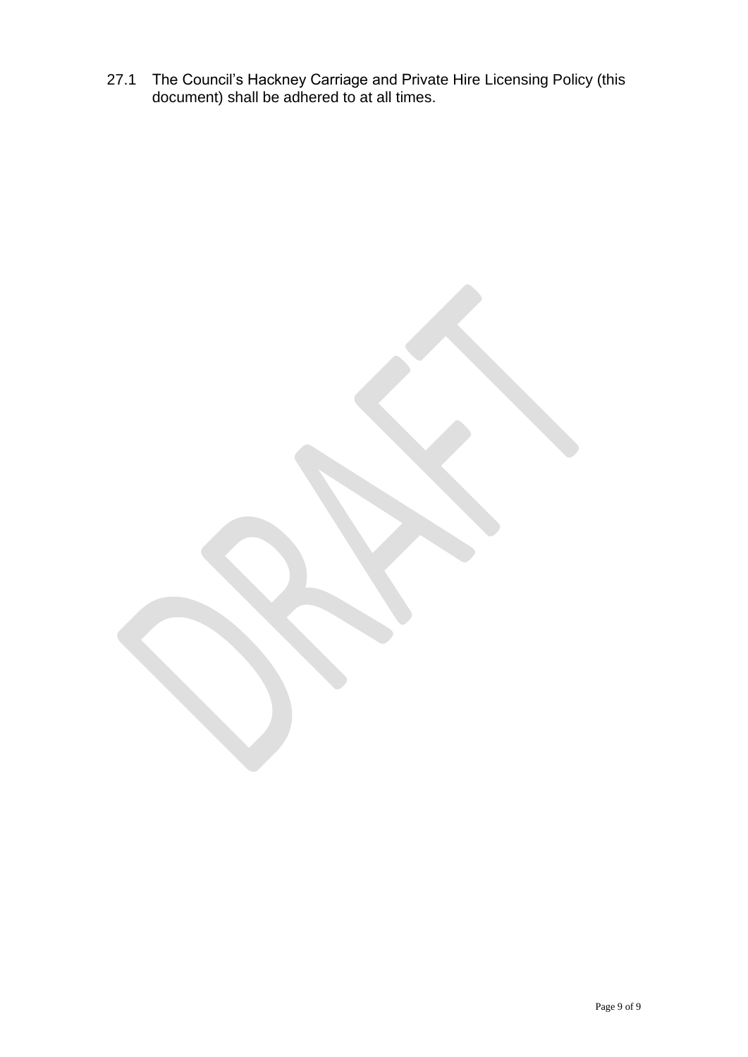27.1 The Council's Hackney Carriage and Private Hire Licensing Policy (this document) shall be adhered to at all times.